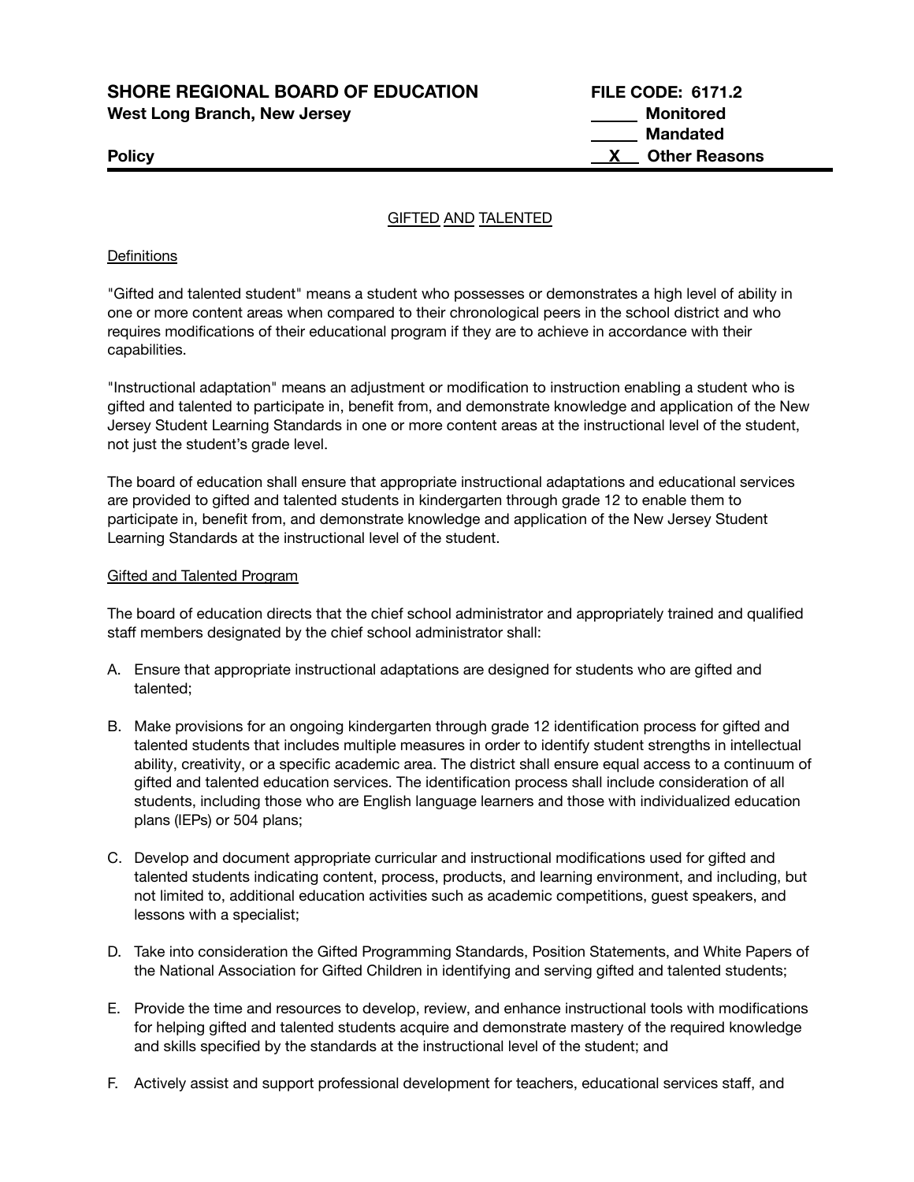**SHORE REGIONAL BOARD OF EDUCATION** — **FILE CODE: 6171.2**
**West Long Branch, New Jersey**

_____ **Monitored**
_____ **Mandated**
**Policy** __X__ **Other Reasons**

---

## GIFTED AND TALENTED

### Definitions

"Gifted and talented student" means a student who possesses or demonstrates a high level of ability in one or more content areas when compared to their chronological peers in the school district and who requires modifications of their educational program if they are to achieve in accordance with their capabilities.

"Instructional adaptation" means an adjustment or modification to instruction enabling a student who is gifted and talented to participate in, benefit from, and demonstrate knowledge and application of the New Jersey Student Learning Standards in one or more content areas at the instructional level of the student, not just the student's grade level.

The board of education shall ensure that appropriate instructional adaptations and educational services are provided to gifted and talented students in kindergarten through grade 12 to enable them to participate in, benefit from, and demonstrate knowledge and application of the New Jersey Student Learning Standards at the instructional level of the student.

### Gifted and Talented Program

The board of education directs that the chief school administrator and appropriately trained and qualified staff members designated by the chief school administrator shall:

A. Ensure that appropriate instructional adaptations are designed for students who are gifted and talented;

B. Make provisions for an ongoing kindergarten through grade 12 identification process for gifted and talented students that includes multiple measures in order to identify student strengths in intellectual ability, creativity, or a specific academic area. The district shall ensure equal access to a continuum of gifted and talented education services. The identification process shall include consideration of all students, including those who are English language learners and those with individualized education plans (IEPs) or 504 plans;

C. Develop and document appropriate curricular and instructional modifications used for gifted and talented students indicating content, process, products, and learning environment, and including, but not limited to, additional education activities such as academic competitions, guest speakers, and lessons with a specialist;

D. Take into consideration the Gifted Programming Standards, Position Statements, and White Papers of the National Association for Gifted Children in identifying and serving gifted and talented students;

E. Provide the time and resources to develop, review, and enhance instructional tools with modifications for helping gifted and talented students acquire and demonstrate mastery of the required knowledge and skills specified by the standards at the instructional level of the student; and

F. Actively assist and support professional development for teachers, educational services staff, and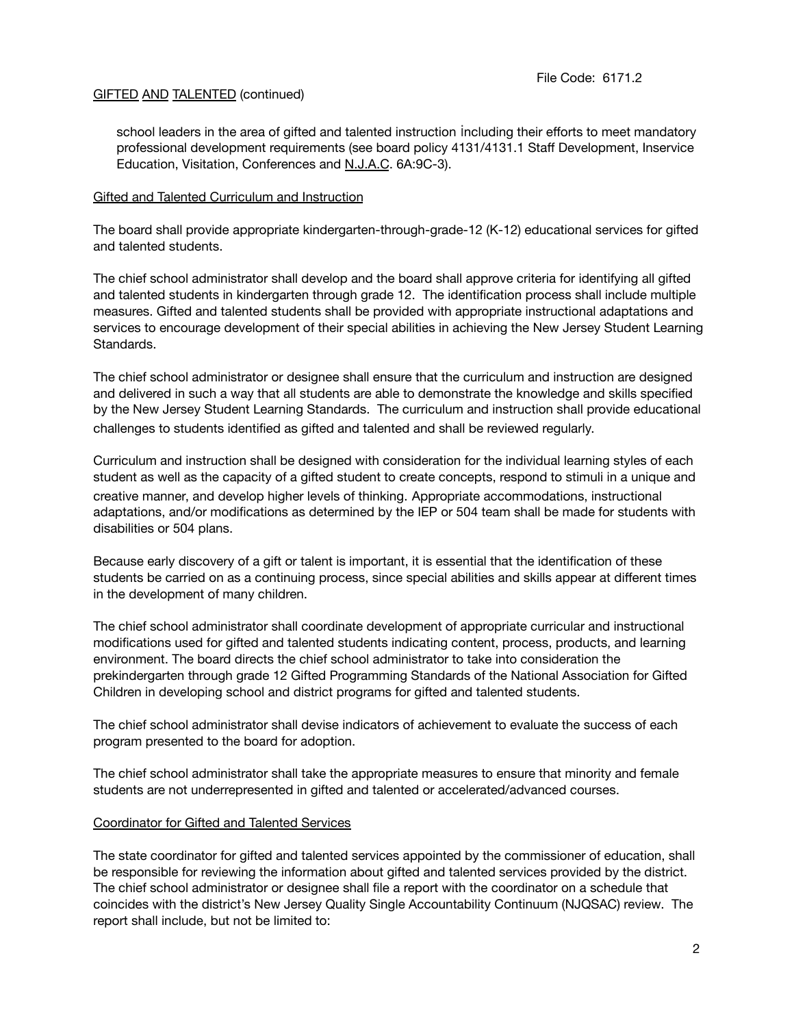school leaders in the area of gifted and talented instruction including their efforts to meet mandatory professional development requirements (see board policy 4131/4131.1 Staff Development, Inservice Education, Visitation, Conferences and N.J.A.C. 6A:9C-3).

### Gifted and Talented Curriculum and Instruction

The board shall provide appropriate kindergarten-through-grade-12 (K-12) educational services for gifted and talented students.

The chief school administrator shall develop and the board shall approve criteria for identifying all gifted and talented students in kindergarten through grade 12. The identification process shall include multiple measures. Gifted and talented students shall be provided with appropriate instructional adaptations and services to encourage development of their special abilities in achieving the New Jersey Student Learning Standards.

The chief school administrator or designee shall ensure that the curriculum and instruction are designed and delivered in such a way that all students are able to demonstrate the knowledge and skills specified by the New Jersey Student Learning Standards. The curriculum and instruction shall provide educational challenges to students identified as gifted and talented and shall be reviewed regularly.

Curriculum and instruction shall be designed with consideration for the individual learning styles of each student as well as the capacity of a gifted student to create concepts, respond to stimuli in a unique and creative manner, and develop higher levels of thinking. Appropriate accommodations, instructional adaptations, and/or modifications as determined by the IEP or 504 team shall be made for students with disabilities or 504 plans.

Because early discovery of a gift or talent is important, it is essential that the identification of these students be carried on as a continuing process, since special abilities and skills appear at different times in the development of many children.

The chief school administrator shall coordinate development of appropriate curricular and instructional modifications used for gifted and talented students indicating content, process, products, and learning environment. The board directs the chief school administrator to take into consideration the prekindergarten through grade 12 Gifted Programming Standards of the National Association for Gifted Children in developing school and district programs for gifted and talented students.

The chief school administrator shall devise indicators of achievement to evaluate the success of each program presented to the board for adoption.

The chief school administrator shall take the appropriate measures to ensure that minority and female students are not underrepresented in gifted and talented or accelerated/advanced courses.

### Coordinator for Gifted and Talented Services

The state coordinator for gifted and talented services appointed by the commissioner of education, shall be responsible for reviewing the information about gifted and talented services provided by the district. The chief school administrator or designee shall file a report with the coordinator on a schedule that coincides with the district's New Jersey Quality Single Accountability Continuum (NJQSAC) review. The report shall include, but not be limited to: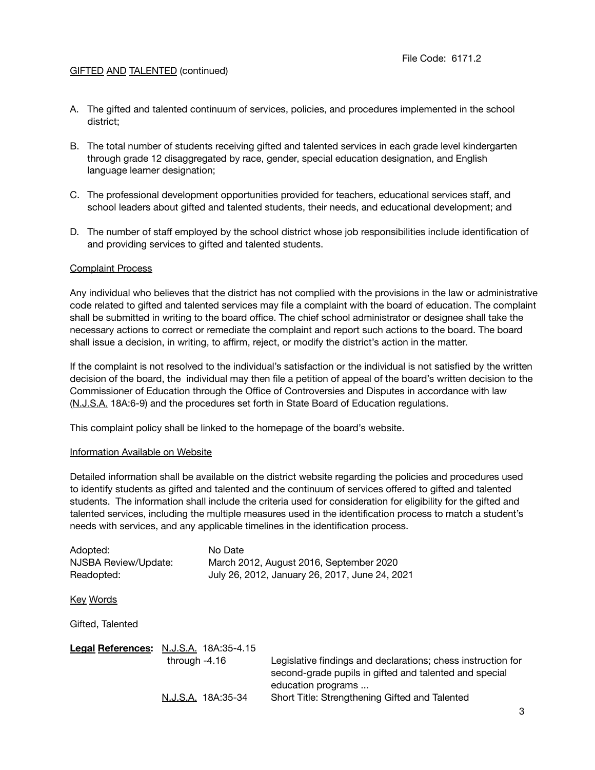GIFTED AND TALENTED (continued)

A. The gifted and talented continuum of services, policies, and procedures implemented in the school district;

B. The total number of students receiving gifted and talented services in each grade level kindergarten through grade 12 disaggregated by race, gender, special education designation, and English language learner designation;

C. The professional development opportunities provided for teachers, educational services staff, and school leaders about gifted and talented students, their needs, and educational development; and

D. The number of staff employed by the school district whose job responsibilities include identification of and providing services to gifted and talented students.

Complaint Process

Any individual who believes that the district has not complied with the provisions in the law or administrative code related to gifted and talented services may file a complaint with the board of education. The complaint shall be submitted in writing to the board office. The chief school administrator or designee shall take the necessary actions to correct or remediate the complaint and report such actions to the board. The board shall issue a decision, in writing, to affirm, reject, or modify the district's action in the matter.

If the complaint is not resolved to the individual's satisfaction or the individual is not satisfied by the written decision of the board, the individual may then file a petition of appeal of the board's written decision to the Commissioner of Education through the Office of Controversies and Disputes in accordance with law (N.J.S.A. 18A:6-9) and the procedures set forth in State Board of Education regulations.

This complaint policy shall be linked to the homepage of the board's website.

Information Available on Website

Detailed information shall be available on the district website regarding the policies and procedures used to identify students as gifted and talented and the continuum of services offered to gifted and talented students. The information shall include the criteria used for consideration for eligibility for the gifted and talented services, including the multiple measures used in the identification process to match a student's needs with services, and any applicable timelines in the identification process.

| | |
|---|---|
| Adopted: | No Date |
| NJSBA Review/Update: | March 2012, August 2016, September 2020 |
| Readopted: | July 26, 2012, January 26, 2017, June 24, 2021 |

Key Words

Gifted, Talented

| **Legal References:** | | |
|---|---|---|
| | N.J.S.A. 18A:35-4.15 through -4.16 | Legislative findings and declarations; chess instruction for second-grade pupils in gifted and talented and special education programs ... |
| | N.J.S.A. 18A:35-34 | Short Title: Strengthening Gifted and Talented |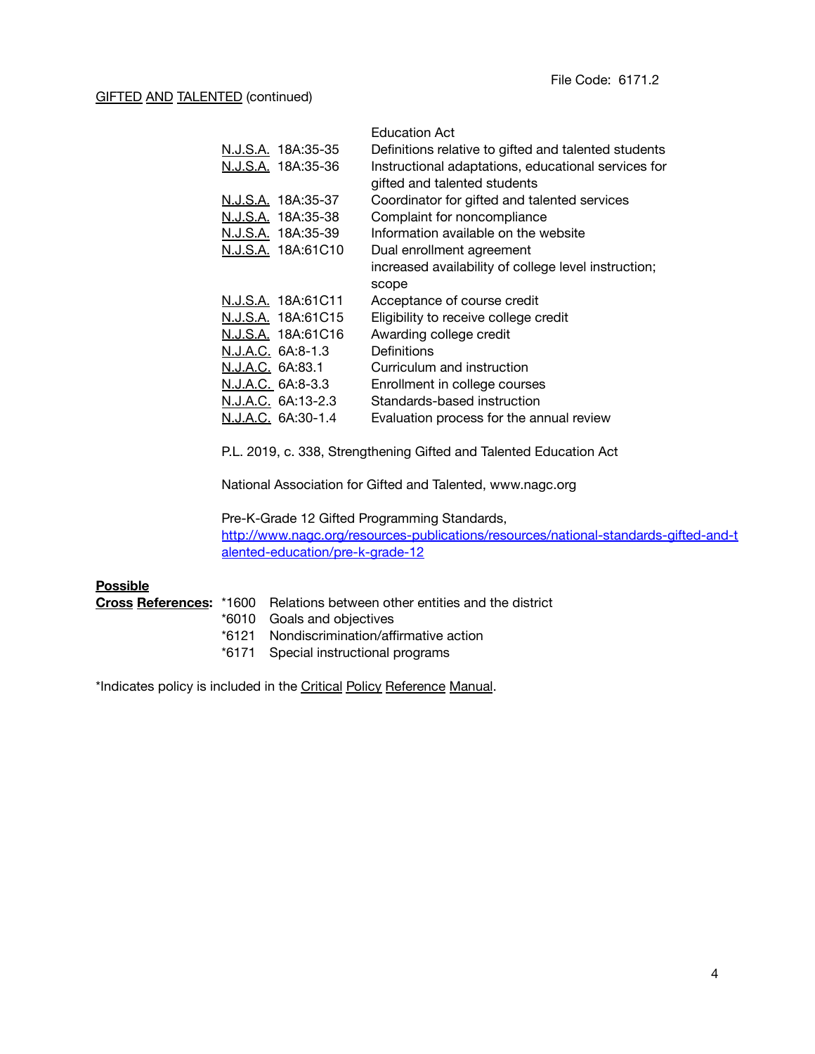File Code: 6171.2

GIFTED AND TALENTED (continued)

| | |
|---|---|
| | Education Act |
| N.J.S.A. 18A:35-35 | Definitions relative to gifted and talented students |
| N.J.S.A. 18A:35-36 | Instructional adaptations, educational services for gifted and talented students |
| N.J.S.A. 18A:35-37 | Coordinator for gifted and talented services |
| N.J.S.A. 18A:35-38 | Complaint for noncompliance |
| N.J.S.A. 18A:35-39 | Information available on the website |
| N.J.S.A. 18A:61C10 | Dual enrollment agreement increased availability of college level instruction; scope |
| N.J.S.A. 18A:61C11 | Acceptance of course credit |
| N.J.S.A. 18A:61C15 | Eligibility to receive college credit |
| N.J.S.A. 18A:61C16 | Awarding college credit |
| N.J.A.C. 6A:8-1.3 | Definitions |
| N.J.A.C. 6A:83.1 | Curriculum and instruction |
| N.J.A.C. 6A:8-3.3 | Enrollment in college courses |
| N.J.A.C. 6A:13-2.3 | Standards-based instruction |
| N.J.A.C. 6A:30-1.4 | Evaluation process for the annual review |

P.L. 2019, c. 338, Strengthening Gifted and Talented Education Act

National Association for Gifted and Talented, www.nagc.org

Pre-K-Grade 12 Gifted Programming Standards, http://www.nagc.org/resources-publications/resources/national-standards-gifted-and-talented-education/pre-k-grade-12

**Possible Cross References:**

| | |
|---|---|
| *1600 | Relations between other entities and the district |
| *6010 | Goals and objectives |
| *6121 | Nondiscrimination/affirmative action |
| *6171 | Special instructional programs |

*Indicates policy is included in the Critical Policy Reference Manual.